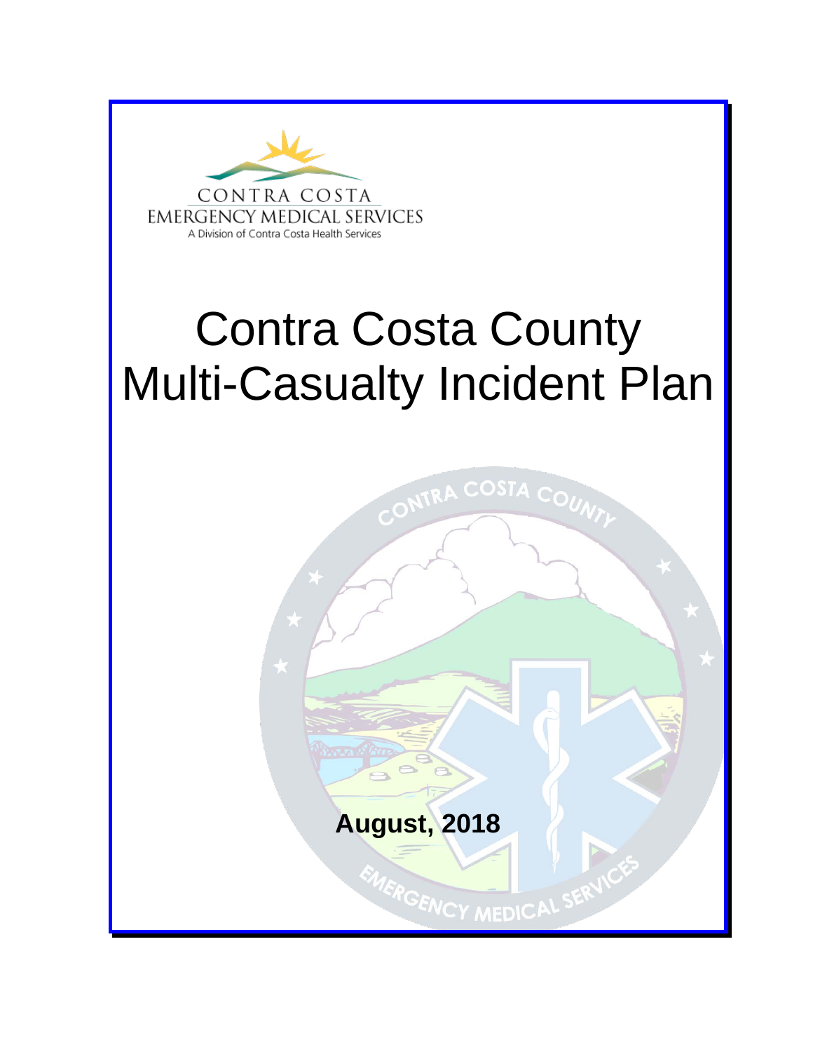CONTRA COSTA
EMERGENCY MEDICAL SERVICES
A Division of Contra Costa Health Services

# Contra Costa County Multi-Casualty Incident Plan

**August, 2018**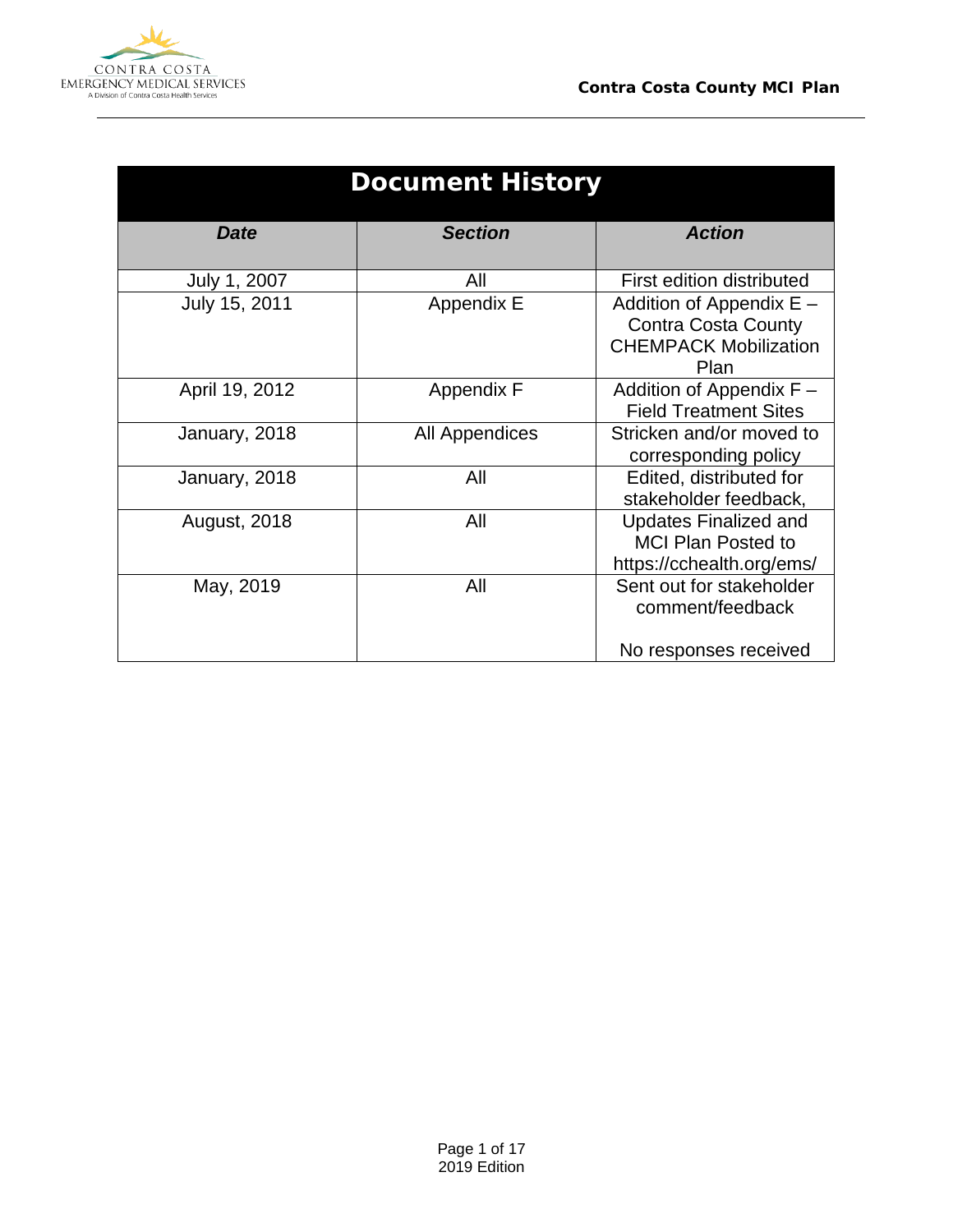| Document History | | |
|---|---|---|
| ***Date*** | ***Section*** | ***Action*** |
| July 1, 2007 | All | First edition distributed |
| July 15, 2011 | Appendix E | Addition of Appendix E – Contra Costa County CHEMPACK Mobilization Plan |
| April 19, 2012 | Appendix F | Addition of Appendix F – Field Treatment Sites |
| January, 2018 | All Appendices | Stricken and/or moved to corresponding policy |
| January, 2018 | All | Edited, distributed for stakeholder feedback, |
| August, 2018 | All | Updates Finalized and MCI Plan Posted to https://cchealth.org/ems/ |
| May, 2019 | All | Sent out for stakeholder comment/feedback<br><br>No responses received |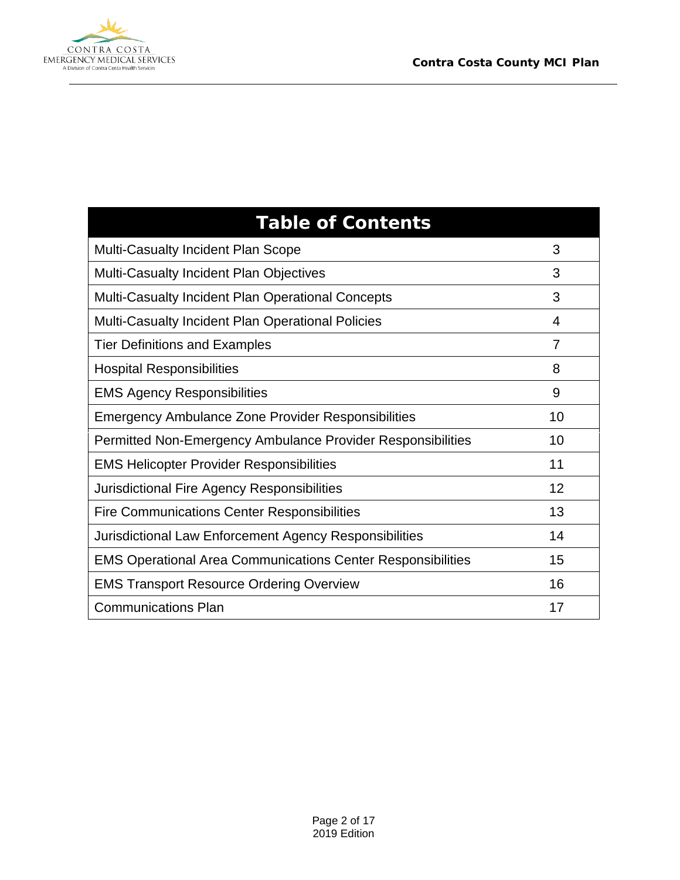| Table of Contents | |
|---|---|
| Multi-Casualty Incident Plan Scope | 3 |
| Multi-Casualty Incident Plan Objectives | 3 |
| Multi-Casualty Incident Plan Operational Concepts | 3 |
| Multi-Casualty Incident Plan Operational Policies | 4 |
| Tier Definitions and Examples | 7 |
| Hospital Responsibilities | 8 |
| EMS Agency Responsibilities | 9 |
| Emergency Ambulance Zone Provider Responsibilities | 10 |
| Permitted Non-Emergency Ambulance Provider Responsibilities | 10 |
| EMS Helicopter Provider Responsibilities | 11 |
| Jurisdictional Fire Agency Responsibilities | 12 |
| Fire Communications Center Responsibilities | 13 |
| Jurisdictional Law Enforcement Agency Responsibilities | 14 |
| EMS Operational Area Communications Center Responsibilities | 15 |
| EMS Transport Resource Ordering Overview | 16 |
| Communications Plan | 17 |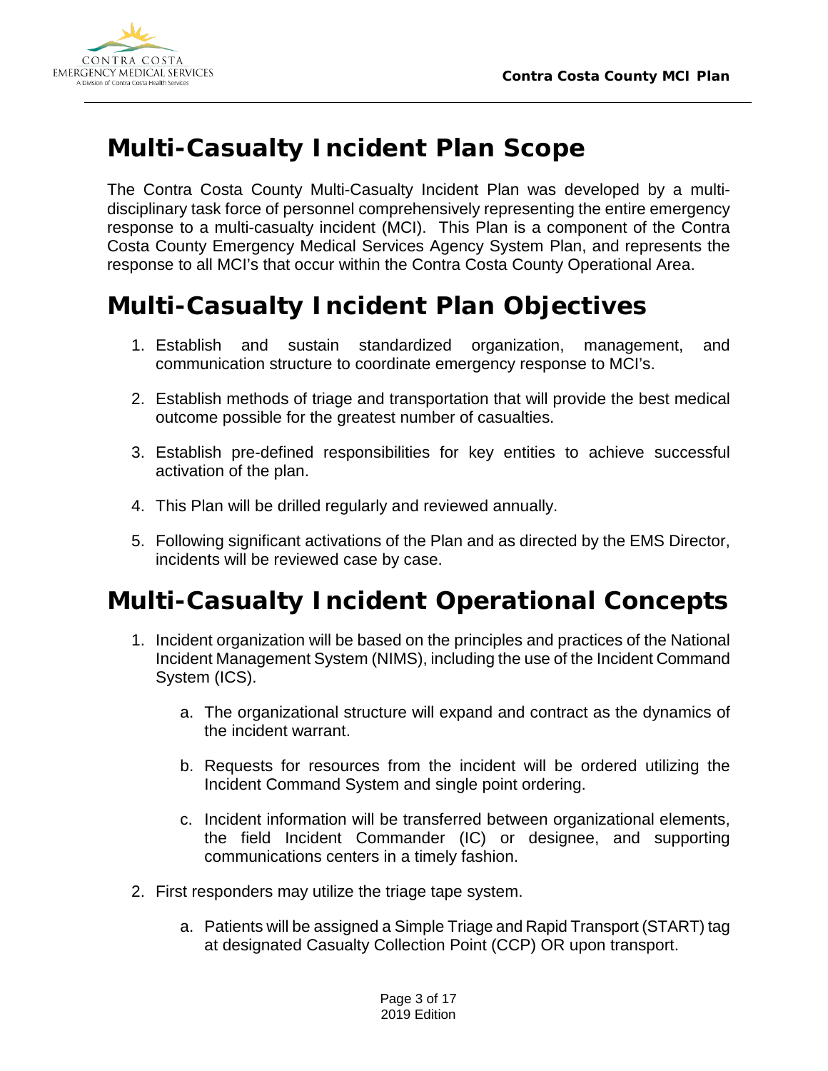# Multi-Casualty Incident Plan Scope

The Contra Costa County Multi-Casualty Incident Plan was developed by a multi-disciplinary task force of personnel comprehensively representing the entire emergency response to a multi-casualty incident (MCI). This Plan is a component of the Contra Costa County Emergency Medical Services Agency System Plan, and represents the response to all MCI's that occur within the Contra Costa County Operational Area.

# Multi-Casualty Incident Plan Objectives

1. Establish and sustain standardized organization, management, and communication structure to coordinate emergency response to MCI's.
2. Establish methods of triage and transportation that will provide the best medical outcome possible for the greatest number of casualties.
3. Establish pre-defined responsibilities for key entities to achieve successful activation of the plan.
4. This Plan will be drilled regularly and reviewed annually.
5. Following significant activations of the Plan and as directed by the EMS Director, incidents will be reviewed case by case.

# Multi-Casualty Incident Operational Concepts

1. Incident organization will be based on the principles and practices of the National Incident Management System (NIMS), including the use of the Incident Command System (ICS).
   a. The organizational structure will expand and contract as the dynamics of the incident warrant.
   b. Requests for resources from the incident will be ordered utilizing the Incident Command System and single point ordering.
   c. Incident information will be transferred between organizational elements, the field Incident Commander (IC) or designee, and supporting communications centers in a timely fashion.
2. First responders may utilize the triage tape system.
   a. Patients will be assigned a Simple Triage and Rapid Transport (START) tag at designated Casualty Collection Point (CCP) OR upon transport.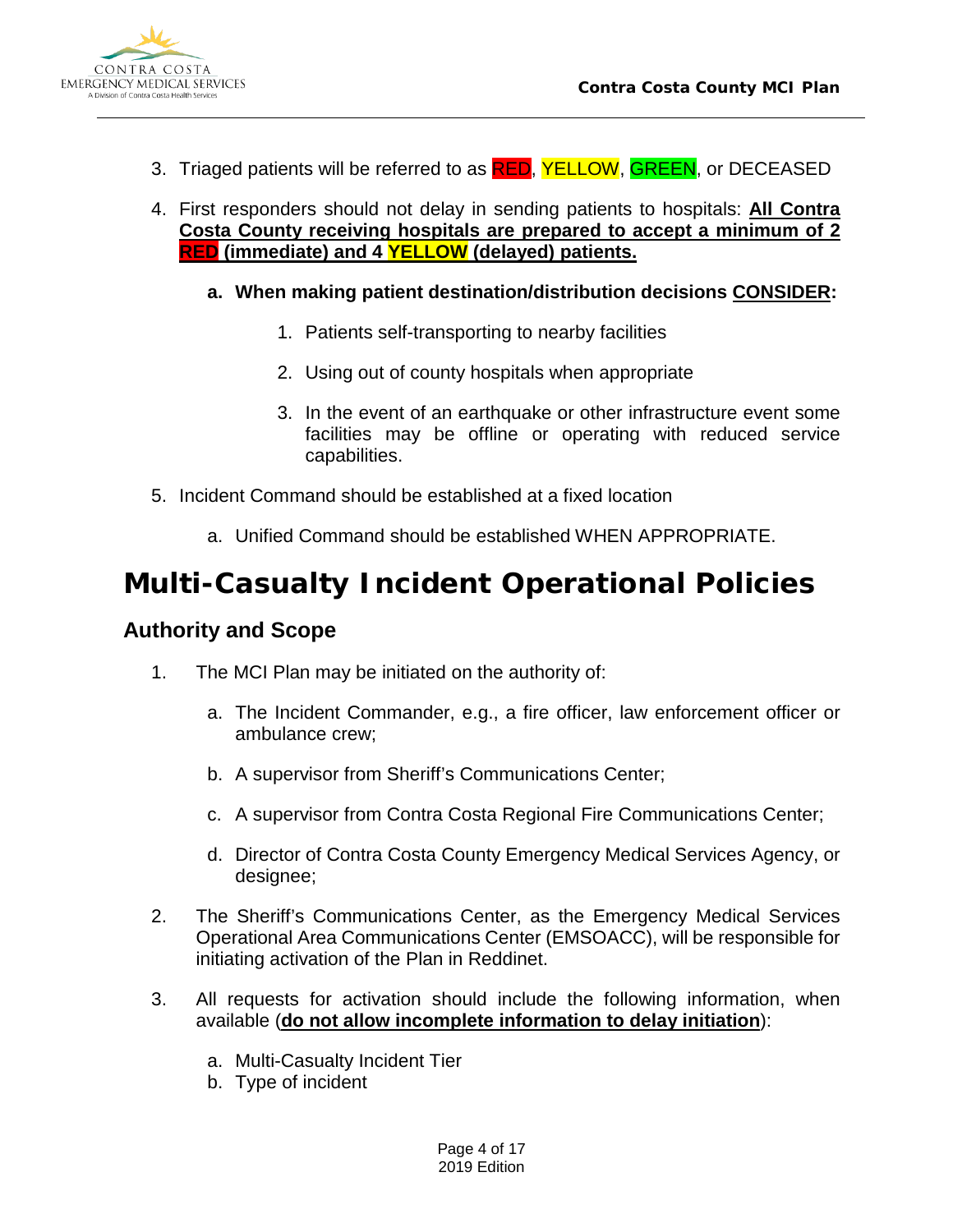3. Triaged patients will be referred to as RED, YELLOW, GREEN, or DECEASED

4. First responders should not delay in sending patients to hospitals: **All Contra Costa County receiving hospitals are prepared to accept a minimum of 2 RED (immediate) and 4 YELLOW (delayed) patients.**

   a. **When making patient destination/distribution decisions CONSIDER:**

      1. Patients self-transporting to nearby facilities

      2. Using out of county hospitals when appropriate

      3. In the event of an earthquake or other infrastructure event some facilities may be offline or operating with reduced service capabilities.

5. Incident Command should be established at a fixed location

   a. Unified Command should be established WHEN APPROPRIATE.

# Multi-Casualty Incident Operational Policies

## Authority and Scope

1. The MCI Plan may be initiated on the authority of:

   a. The Incident Commander, e.g., a fire officer, law enforcement officer or ambulance crew;

   b. A supervisor from Sheriff's Communications Center;

   c. A supervisor from Contra Costa Regional Fire Communications Center;

   d. Director of Contra Costa County Emergency Medical Services Agency, or designee;

2. The Sheriff's Communications Center, as the Emergency Medical Services Operational Area Communications Center (EMSOACC), will be responsible for initiating activation of the Plan in Reddinet.

3. All requests for activation should include the following information, when available (**do not allow incomplete information to delay initiation**):

   a. Multi-Casualty Incident Tier
   b. Type of incident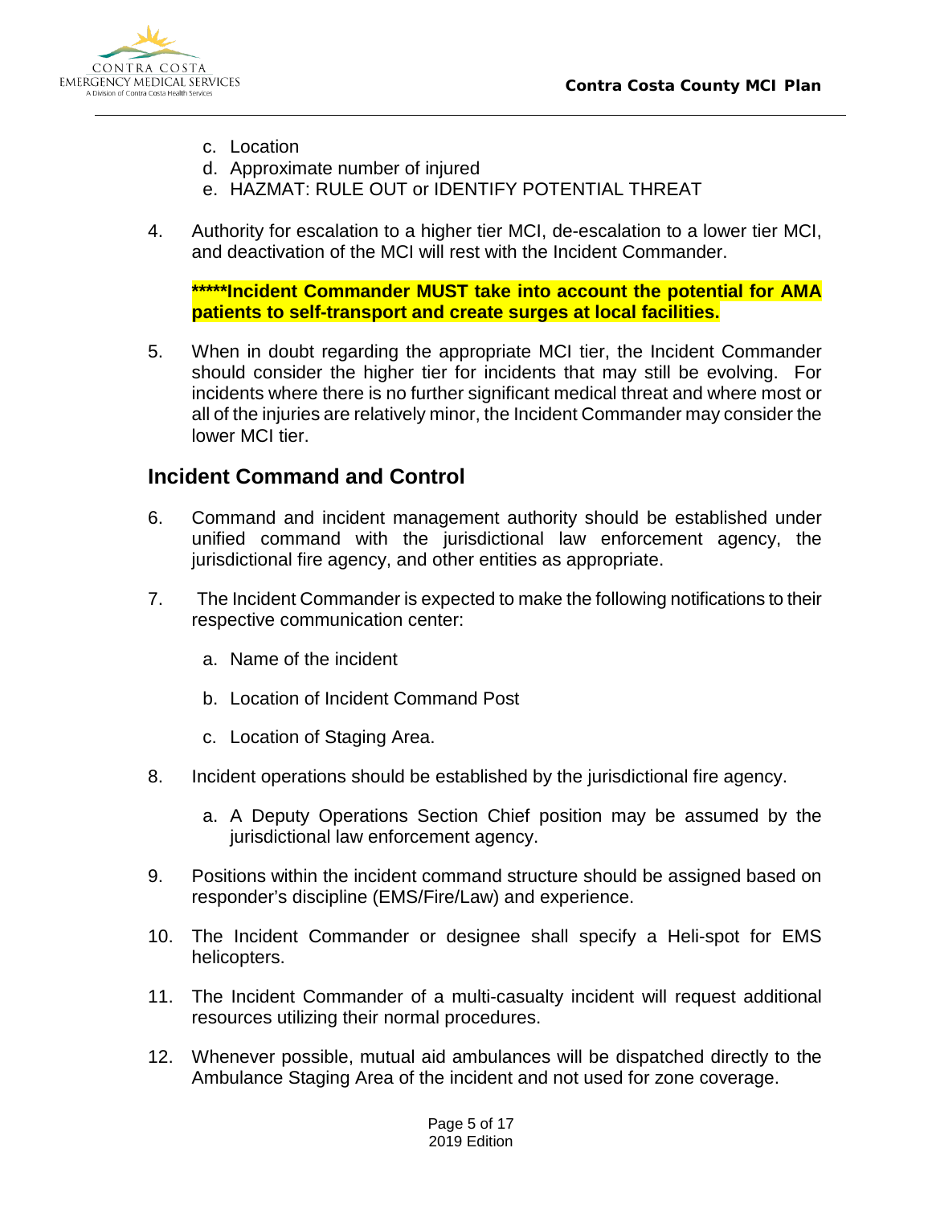c. Location
   d. Approximate number of injured
   e. HAZMAT: RULE OUT or IDENTIFY POTENTIAL THREAT

4. Authority for escalation to a higher tier MCI, de-escalation to a lower tier MCI, and deactivation of the MCI will rest with the Incident Commander.

   **\*\*\*\*\*Incident Commander MUST take into account the potential for AMA patients to self-transport and create surges at local facilities.**

5. When in doubt regarding the appropriate MCI tier, the Incident Commander should consider the higher tier for incidents that may still be evolving. For incidents where there is no further significant medical threat and where most or all of the injuries are relatively minor, the Incident Commander may consider the lower MCI tier.

## Incident Command and Control

6. Command and incident management authority should be established under unified command with the jurisdictional law enforcement agency, the jurisdictional fire agency, and other entities as appropriate.

7. The Incident Commander is expected to make the following notifications to their respective communication center:

   a. Name of the incident

   b. Location of Incident Command Post

   c. Location of Staging Area.

8. Incident operations should be established by the jurisdictional fire agency.

   a. A Deputy Operations Section Chief position may be assumed by the jurisdictional law enforcement agency.

9. Positions within the incident command structure should be assigned based on responder's discipline (EMS/Fire/Law) and experience.

10. The Incident Commander or designee shall specify a Heli-spot for EMS helicopters.

11. The Incident Commander of a multi-casualty incident will request additional resources utilizing their normal procedures.

12. Whenever possible, mutual aid ambulances will be dispatched directly to the Ambulance Staging Area of the incident and not used for zone coverage.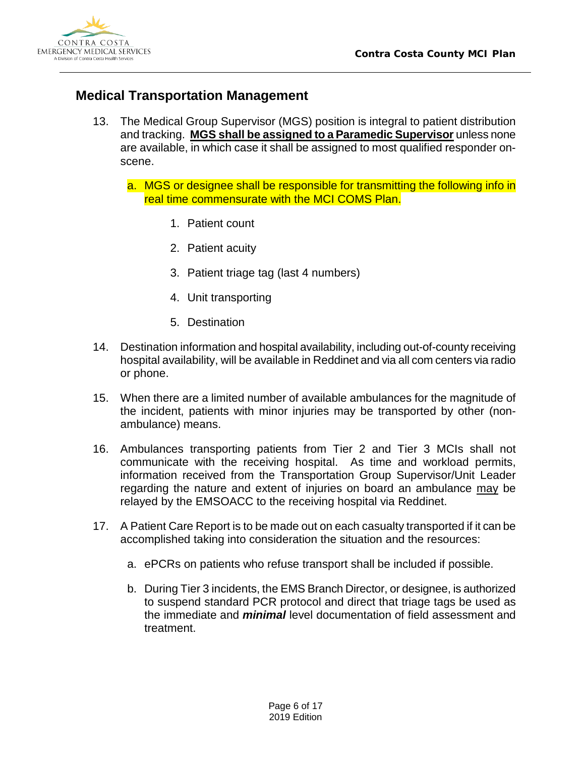## Medical Transportation Management

13. The Medical Group Supervisor (MGS) position is integral to patient distribution and tracking. **MGS shall be assigned to a Paramedic Supervisor** unless none are available, in which case it shall be assigned to most qualified responder on-scene.

    a. MGS or designee shall be responsible for transmitting the following info in real time commensurate with the MCI COMS Plan.

        1. Patient count
        2. Patient acuity
        3. Patient triage tag (last 4 numbers)
        4. Unit transporting
        5. Destination

14. Destination information and hospital availability, including out-of-county receiving hospital availability, will be available in Reddinet and via all com centers via radio or phone.

15. When there are a limited number of available ambulances for the magnitude of the incident, patients with minor injuries may be transported by other (non-ambulance) means.

16. Ambulances transporting patients from Tier 2 and Tier 3 MCIs shall not communicate with the receiving hospital. As time and workload permits, information received from the Transportation Group Supervisor/Unit Leader regarding the nature and extent of injuries on board an ambulance may be relayed by the EMSOACC to the receiving hospital via Reddinet.

17. A Patient Care Report is to be made out on each casualty transported if it can be accomplished taking into consideration the situation and the resources:

    a. ePCRs on patients who refuse transport shall be included if possible.

    b. During Tier 3 incidents, the EMS Branch Director, or designee, is authorized to suspend standard PCR protocol and direct that triage tags be used as the immediate and ***minimal*** level documentation of field assessment and treatment.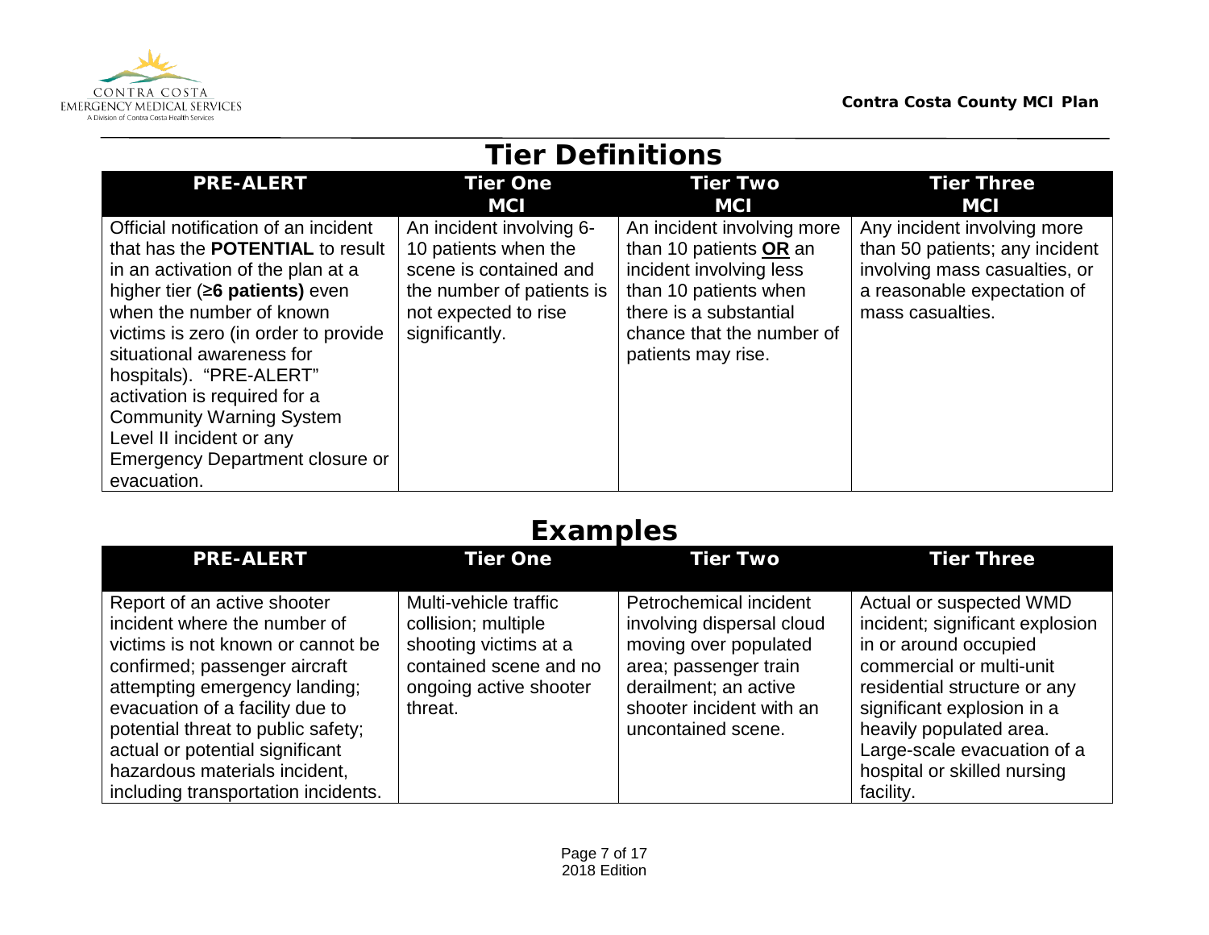## Tier Definitions

| PRE-ALERT | Tier One MCI | Tier Two MCI | Tier Three MCI |
|---|---|---|---|
| Official notification of an incident that has the **POTENTIAL** to result in an activation of the plan at a higher tier (**≥6 patients)** even when the number of known victims is zero (in order to provide situational awareness for hospitals). "PRE-ALERT" activation is required for a Community Warning System Level II incident or any Emergency Department closure or evacuation. | An incident involving 6-10 patients when the scene is contained and the number of patients is not expected to rise significantly. | An incident involving more than 10 patients **OR** an incident involving less than 10 patients when there is a substantial chance that the number of patients may rise. | Any incident involving more than 50 patients; any incident involving mass casualties, or a reasonable expectation of mass casualties. |

## Examples

| PRE-ALERT | Tier One | Tier Two | Tier Three |
|---|---|---|---|
| Report of an active shooter incident where the number of victims is not known or cannot be confirmed; passenger aircraft attempting emergency landing; evacuation of a facility due to potential threat to public safety; actual or potential significant hazardous materials incident, including transportation incidents. | Multi-vehicle traffic collision; multiple shooting victims at a contained scene and no ongoing active shooter threat. | Petrochemical incident involving dispersal cloud moving over populated area; passenger train derailment; an active shooter incident with an uncontained scene. | Actual or suspected WMD incident; significant explosion in or around occupied commercial or multi-unit residential structure or any significant explosion in a heavily populated area. Large-scale evacuation of a hospital or skilled nursing facility. |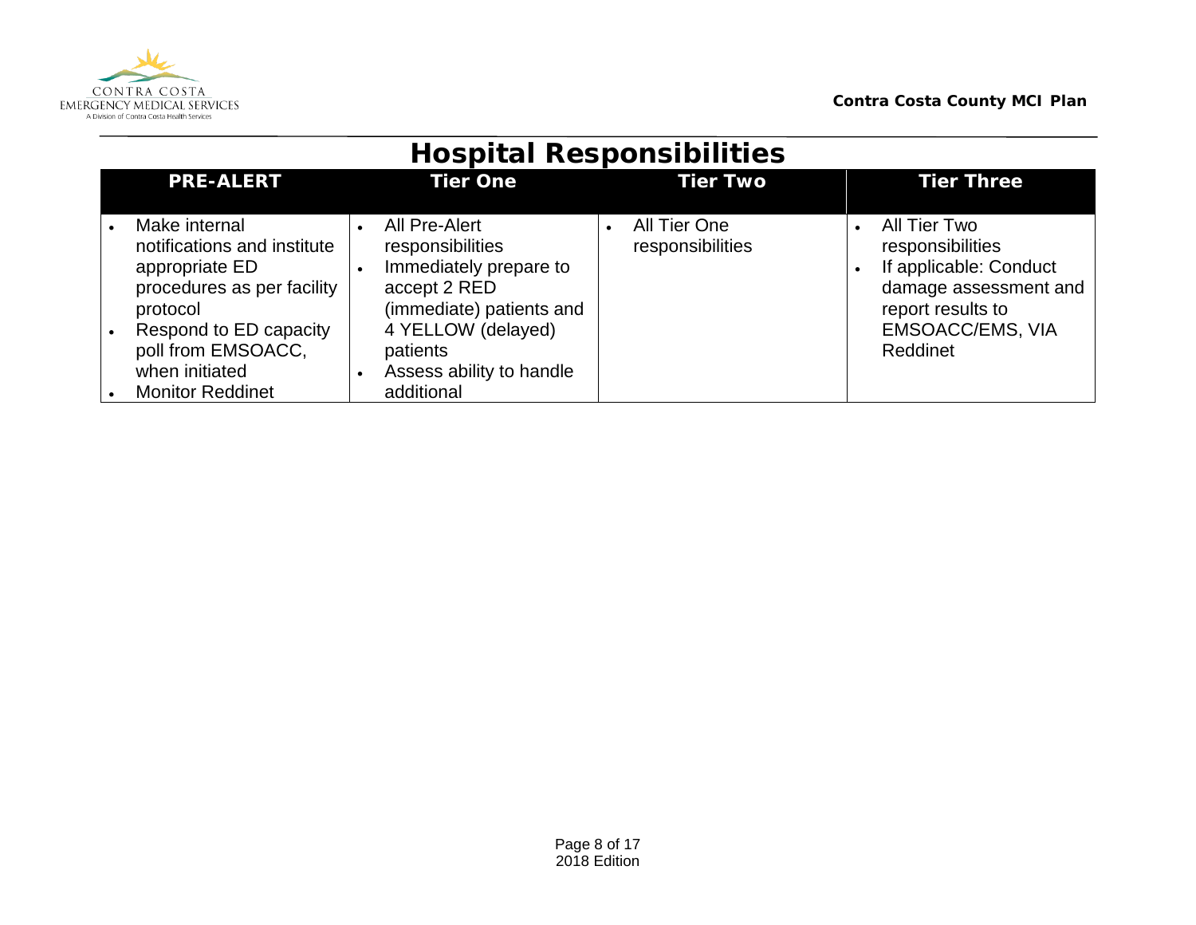# Hospital Responsibilities

| PRE-ALERT | Tier One | Tier Two | Tier Three |
|---|---|---|---|
| • Make internal notifications and institute appropriate ED procedures as per facility protocol<br>• Respond to ED capacity poll from EMSOACC, when initiated<br>• Monitor Reddinet | • All Pre-Alert responsibilities<br>• Immediately prepare to accept 2 RED (immediate) patients and 4 YELLOW (delayed) patients<br>• Assess ability to handle additional | • All Tier One responsibilities | • All Tier Two responsibilities<br>• If applicable: Conduct damage assessment and report results to EMSOACC/EMS, VIA Reddinet |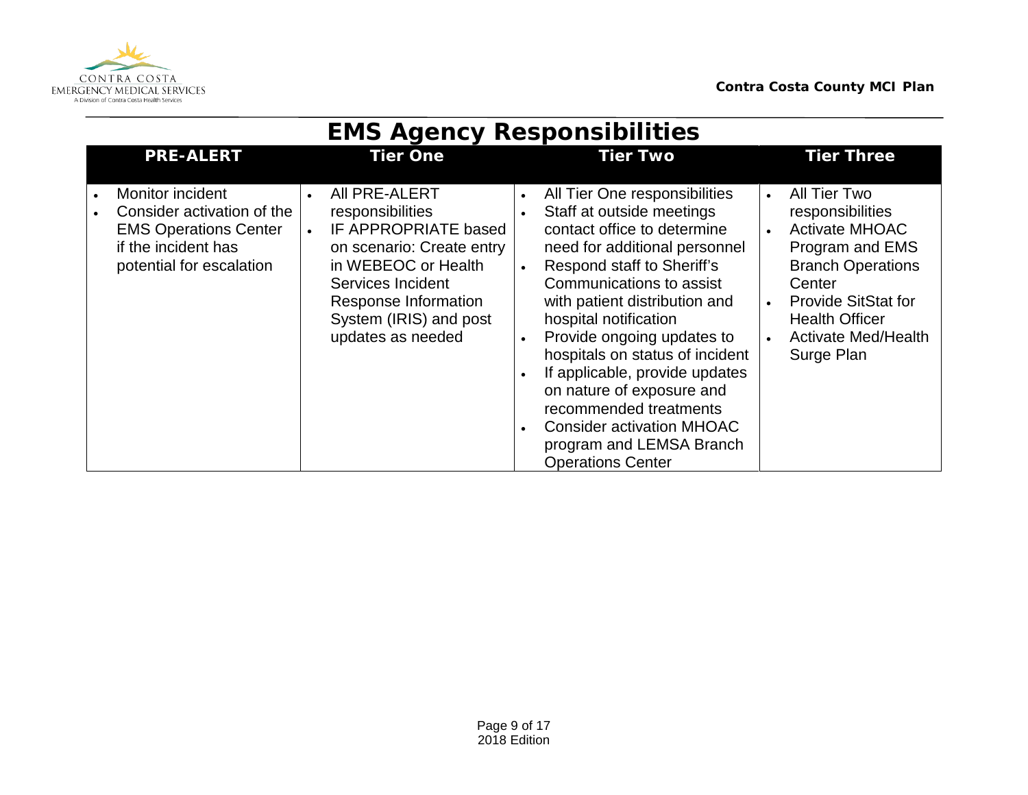# EMS Agency Responsibilities

| PRE-ALERT | Tier One | Tier Two | Tier Three |
|---|---|---|---|
| • Monitor incident<br>• Consider activation of the EMS Operations Center if the incident has potential for escalation | • All PRE-ALERT responsibilities<br>• IF APPROPRIATE based on scenario: Create entry in WEBEOC or Health Services Incident Response Information System (IRIS) and post updates as needed | • All Tier One responsibilities<br>• Staff at outside meetings contact office to determine need for additional personnel<br>• Respond staff to Sheriff's Communications to assist with patient distribution and hospital notification<br>• Provide ongoing updates to hospitals on status of incident<br>• If applicable, provide updates on nature of exposure and recommended treatments<br>• Consider activation MHOAC program and LEMSA Branch Operations Center | • All Tier Two responsibilities<br>• Activate MHOAC Program and EMS Branch Operations Center<br>• Provide SitStat for Health Officer<br>• Activate Med/Health Surge Plan |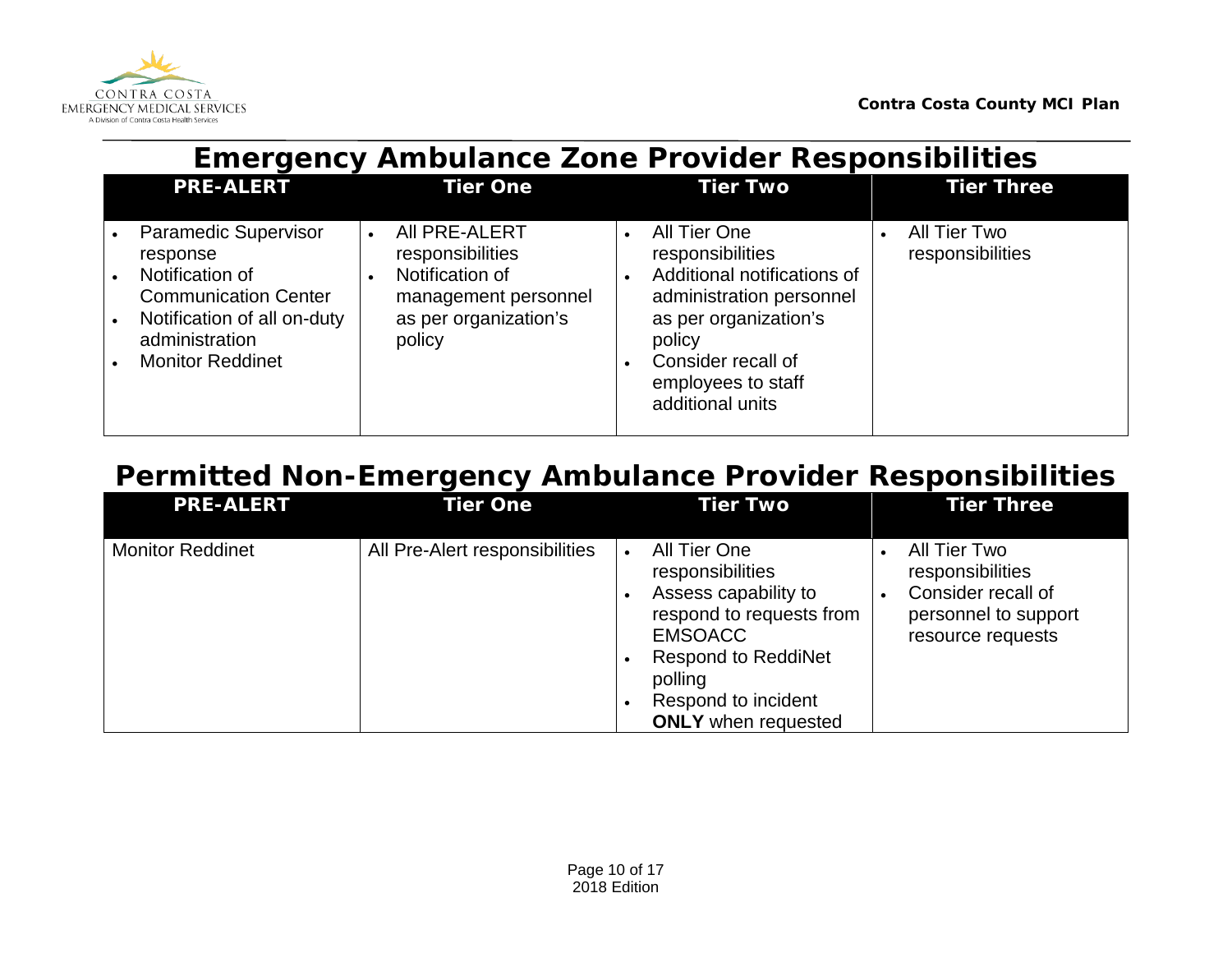## Emergency Ambulance Zone Provider Responsibilities

| PRE-ALERT | Tier One | Tier Two | Tier Three |
|---|---|---|---|
| • Paramedic Supervisor response<br>• Notification of Communication Center<br>• Notification of all on-duty administration<br>• Monitor Reddinet | • All PRE-ALERT responsibilities<br>• Notification of management personnel as per organization's policy | • All Tier One responsibilities<br>• Additional notifications of administration personnel as per organization's policy<br>• Consider recall of employees to staff additional units | • All Tier Two responsibilities |

## Permitted Non-Emergency Ambulance Provider Responsibilities

| PRE-ALERT | Tier One | Tier Two | Tier Three |
|---|---|---|---|
| Monitor Reddinet | All Pre-Alert responsibilities | • All Tier One responsibilities<br>• Assess capability to respond to requests from EMSOACC<br>• Respond to ReddiNet polling<br>• Respond to incident **ONLY** when requested | • All Tier Two responsibilities<br>• Consider recall of personnel to support resource requests |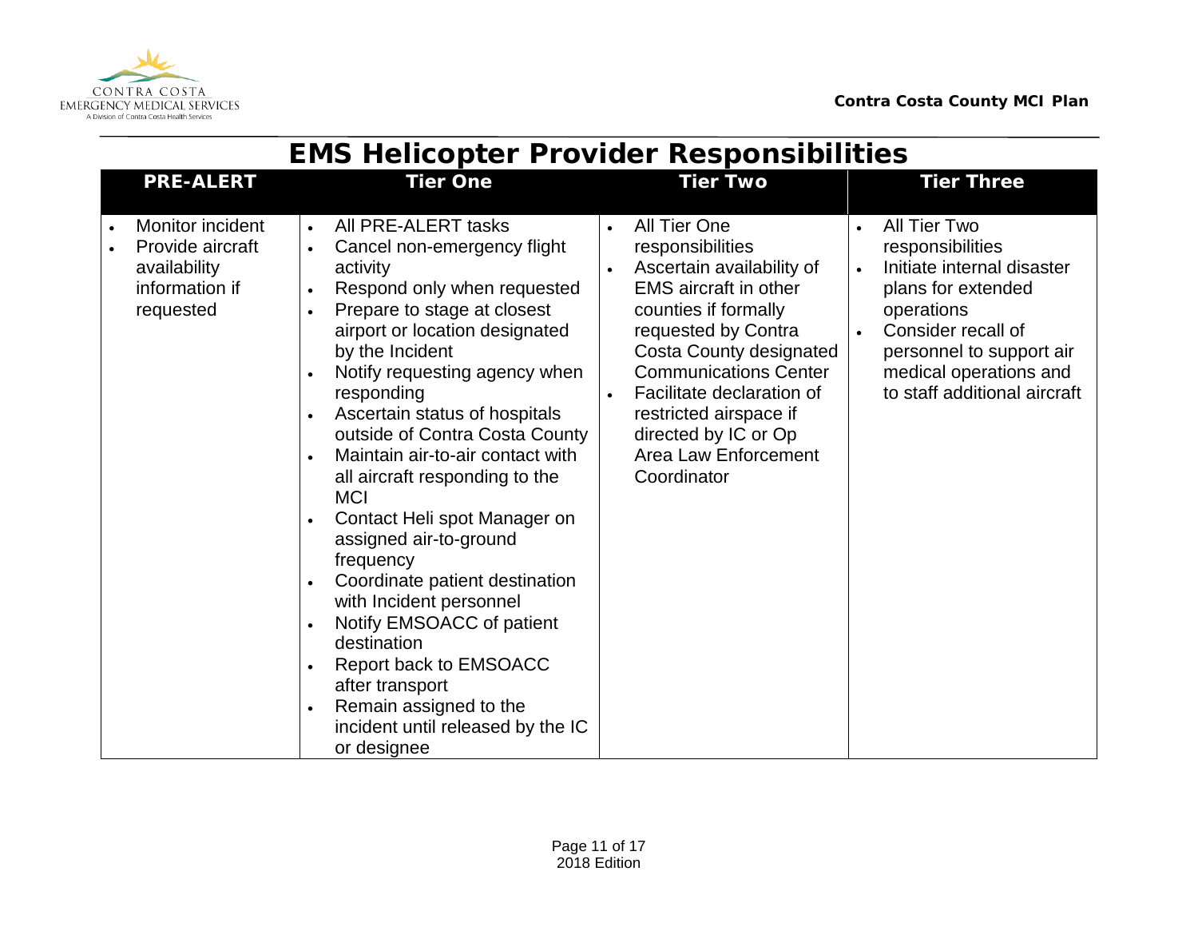# EMS Helicopter Provider Responsibilities

| PRE-ALERT | Tier One | Tier Two | Tier Three |
|---|---|---|---|
| • Monitor incident<br>• Provide aircraft availability information if requested | • All PRE-ALERT tasks<br>• Cancel non-emergency flight activity<br>• Respond only when requested<br>• Prepare to stage at closest airport or location designated by the Incident<br>• Notify requesting agency when responding<br>• Ascertain status of hospitals outside of Contra Costa County<br>• Maintain air-to-air contact with all aircraft responding to the MCI<br>• Contact Heli spot Manager on assigned air-to-ground frequency<br>• Coordinate patient destination with Incident personnel<br>• Notify EMSOACC of patient destination<br>• Report back to EMSOACC after transport<br>• Remain assigned to the incident until released by the IC or designee | • All Tier One responsibilities<br>• Ascertain availability of EMS aircraft in other counties if formally requested by Contra Costa County designated Communications Center<br>• Facilitate declaration of restricted airspace if directed by IC or Op Area Law Enforcement Coordinator | • All Tier Two responsibilities<br>• Initiate internal disaster plans for extended operations<br>• Consider recall of personnel to support air medical operations and to staff additional aircraft |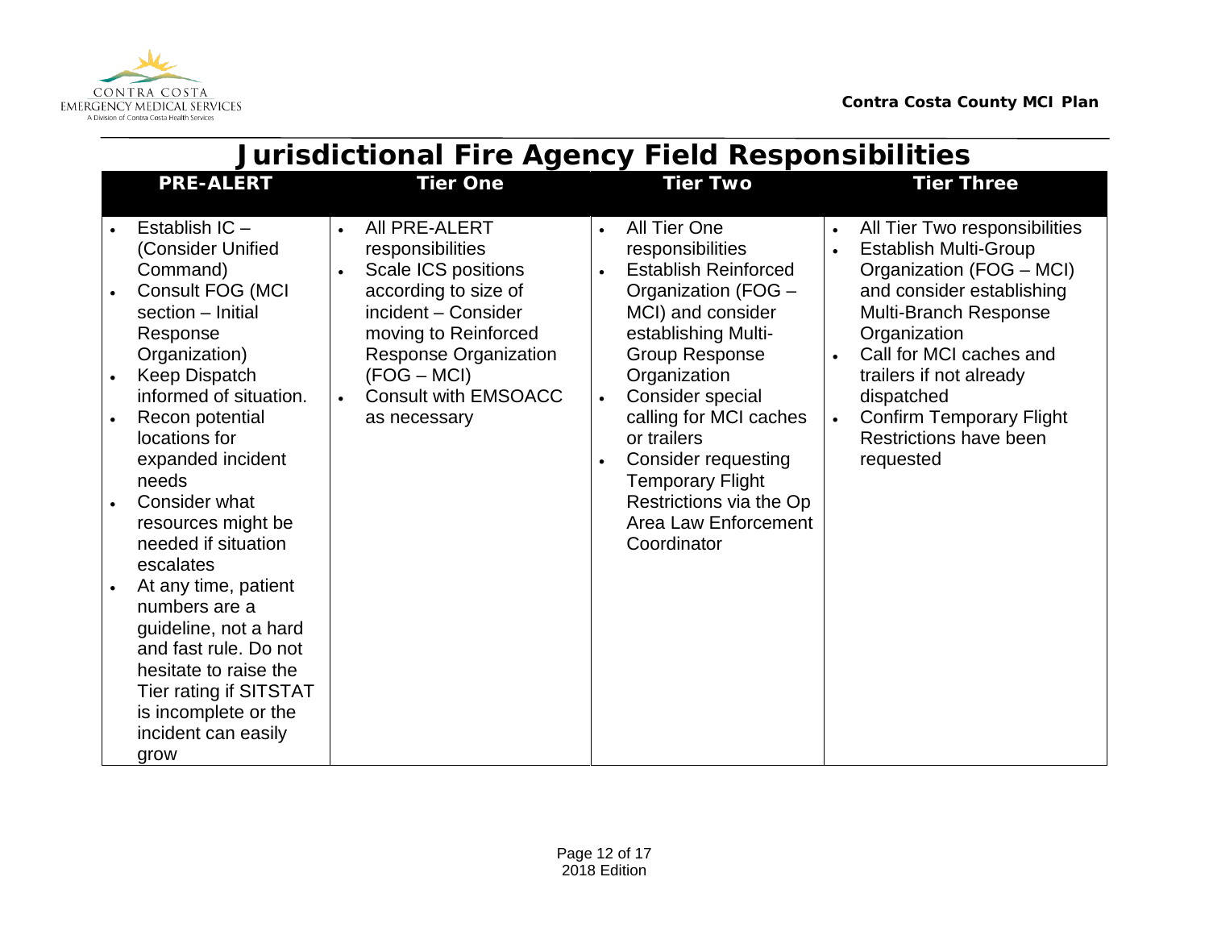# Jurisdictional Fire Agency Field Responsibilities

| PRE-ALERT | Tier One | Tier Two | Tier Three |
|---|---|---|---|
| • Establish IC – (Consider Unified Command)<br>• Consult FOG (MCI section – Initial Response Organization)<br>• Keep Dispatch informed of situation.<br>• Recon potential locations for expanded incident needs<br>• Consider what resources might be needed if situation escalates<br>• At any time, patient numbers are a guideline, not a hard and fast rule. Do not hesitate to raise the Tier rating if SITSTAT is incomplete or the incident can easily grow | • All PRE-ALERT responsibilities<br>• Scale ICS positions according to size of incident – Consider moving to Reinforced Response Organization (FOG – MCI)<br>• Consult with EMSOACC as necessary | • All Tier One responsibilities<br>• Establish Reinforced Organization (FOG – MCI) and consider establishing Multi-Group Response Organization<br>• Consider special calling for MCI caches or trailers<br>• Consider requesting Temporary Flight Restrictions via the Op Area Law Enforcement Coordinator | • All Tier Two responsibilities<br>• Establish Multi-Group Organization (FOG – MCI) and consider establishing Multi-Branch Response Organization<br>• Call for MCI caches and trailers if not already dispatched<br>• Confirm Temporary Flight Restrictions have been requested |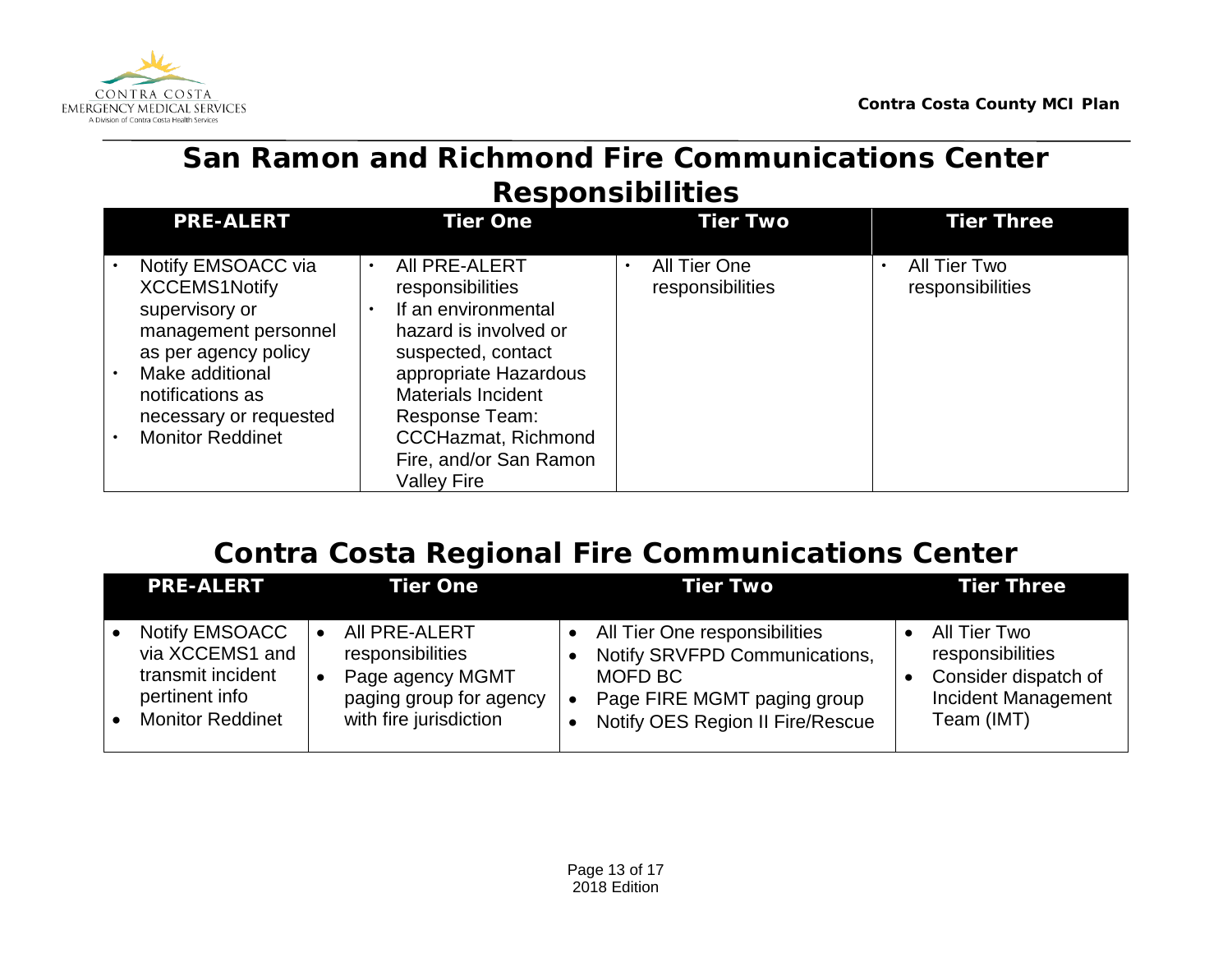## San Ramon and Richmond Fire Communications Center Responsibilities

| PRE-ALERT | Tier One | Tier Two | Tier Three |
|---|---|---|---|
| • Notify EMSOACC via XCCEMS1Notify supervisory or management personnel as per agency policy<br>• Make additional notifications as necessary or requested<br>• Monitor Reddinet | • All PRE-ALERT responsibilities<br>• If an environmental hazard is involved or suspected, contact appropriate Hazardous Materials Incident Response Team: CCCHazmat, Richmond Fire, and/or San Ramon Valley Fire | • All Tier One responsibilities | • All Tier Two responsibilities |

## Contra Costa Regional Fire Communications Center

| PRE-ALERT | Tier One | Tier Two | Tier Three |
|---|---|---|---|
| • Notify EMSOACC via XCCEMS1 and transmit incident pertinent info<br>• Monitor Reddinet | • All PRE-ALERT responsibilities<br>• Page agency MGMT paging group for agency with fire jurisdiction | • All Tier One responsibilities<br>• Notify SRVFPD Communications, MOFD BC<br>• Page FIRE MGMT paging group<br>• Notify OES Region II Fire/Rescue | • All Tier Two responsibilities<br>• Consider dispatch of Incident Management Team (IMT) |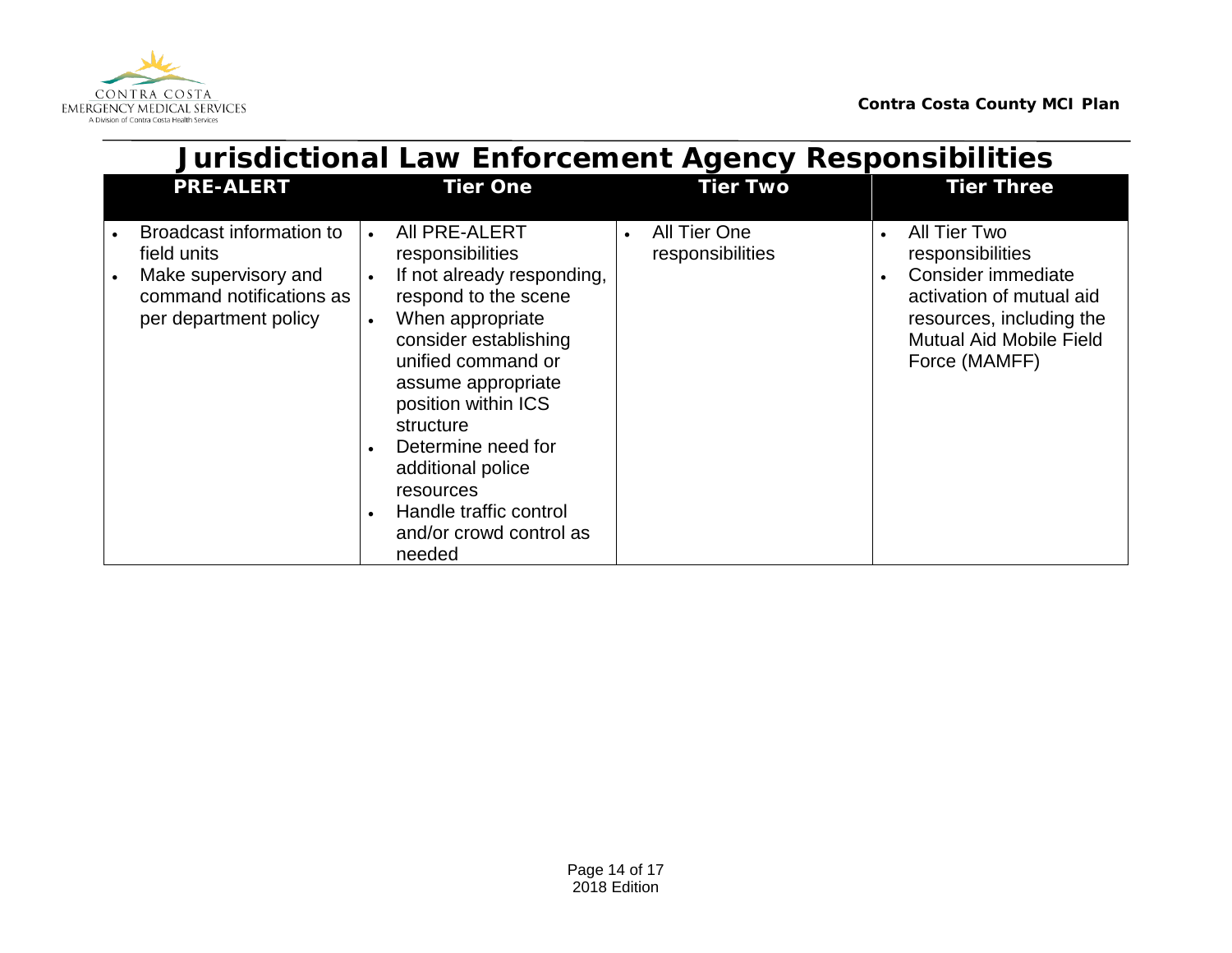# Jurisdictional Law Enforcement Agency Responsibilities

| PRE-ALERT | Tier One | Tier Two | Tier Three |
|---|---|---|---|
| • Broadcast information to field units<br>• Make supervisory and command notifications as per department policy | • All PRE-ALERT responsibilities<br>• If not already responding, respond to the scene<br>• When appropriate consider establishing unified command or assume appropriate position within ICS structure<br>• Determine need for additional police resources<br>• Handle traffic control and/or crowd control as needed | • All Tier One responsibilities | • All Tier Two responsibilities<br>• Consider immediate activation of mutual aid resources, including the Mutual Aid Mobile Field Force (MAMFF) |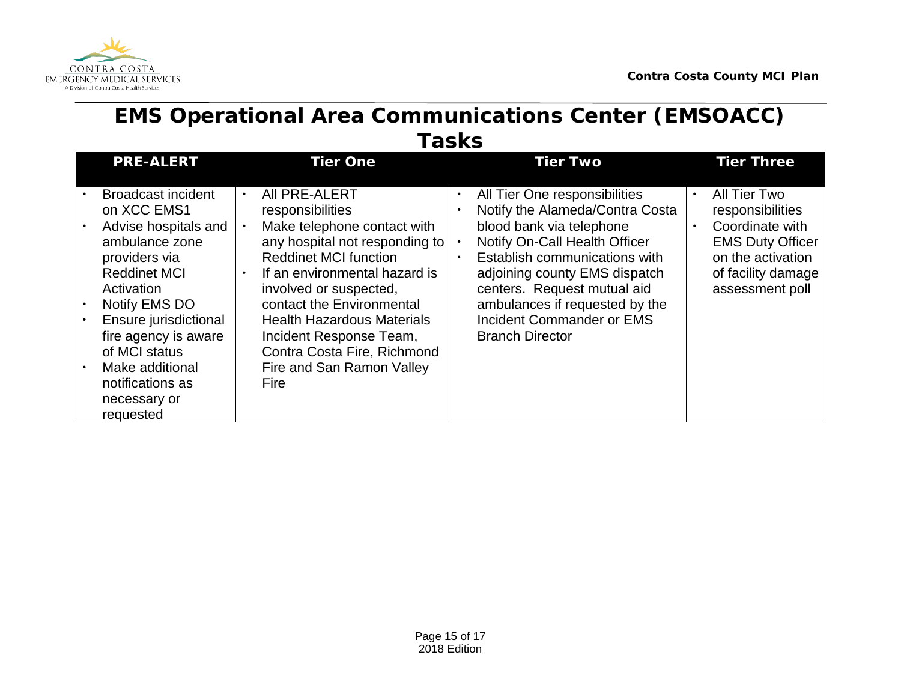# EMS Operational Area Communications Center (EMSOACC) Tasks

| PRE-ALERT | Tier One | Tier Two | Tier Three |
|---|---|---|---|
| • Broadcast incident on XCC EMS1<br>• Advise hospitals and ambulance zone providers via Reddinet MCI Activation<br>• Notify EMS DO<br>• Ensure jurisdictional fire agency is aware of MCI status<br>• Make additional notifications as necessary or requested | • All PRE-ALERT responsibilities<br>• Make telephone contact with any hospital not responding to Reddinet MCI function<br>• If an environmental hazard is involved or suspected, contact the Environmental Health Hazardous Materials Incident Response Team, Contra Costa Fire, Richmond Fire and San Ramon Valley Fire | • All Tier One responsibilities<br>• Notify the Alameda/Contra Costa blood bank via telephone<br>• Notify On-Call Health Officer<br>• Establish communications with adjoining county EMS dispatch centers. Request mutual aid ambulances if requested by the Incident Commander or EMS Branch Director | • All Tier Two responsibilities<br>• Coordinate with EMS Duty Officer on the activation of facility damage assessment poll |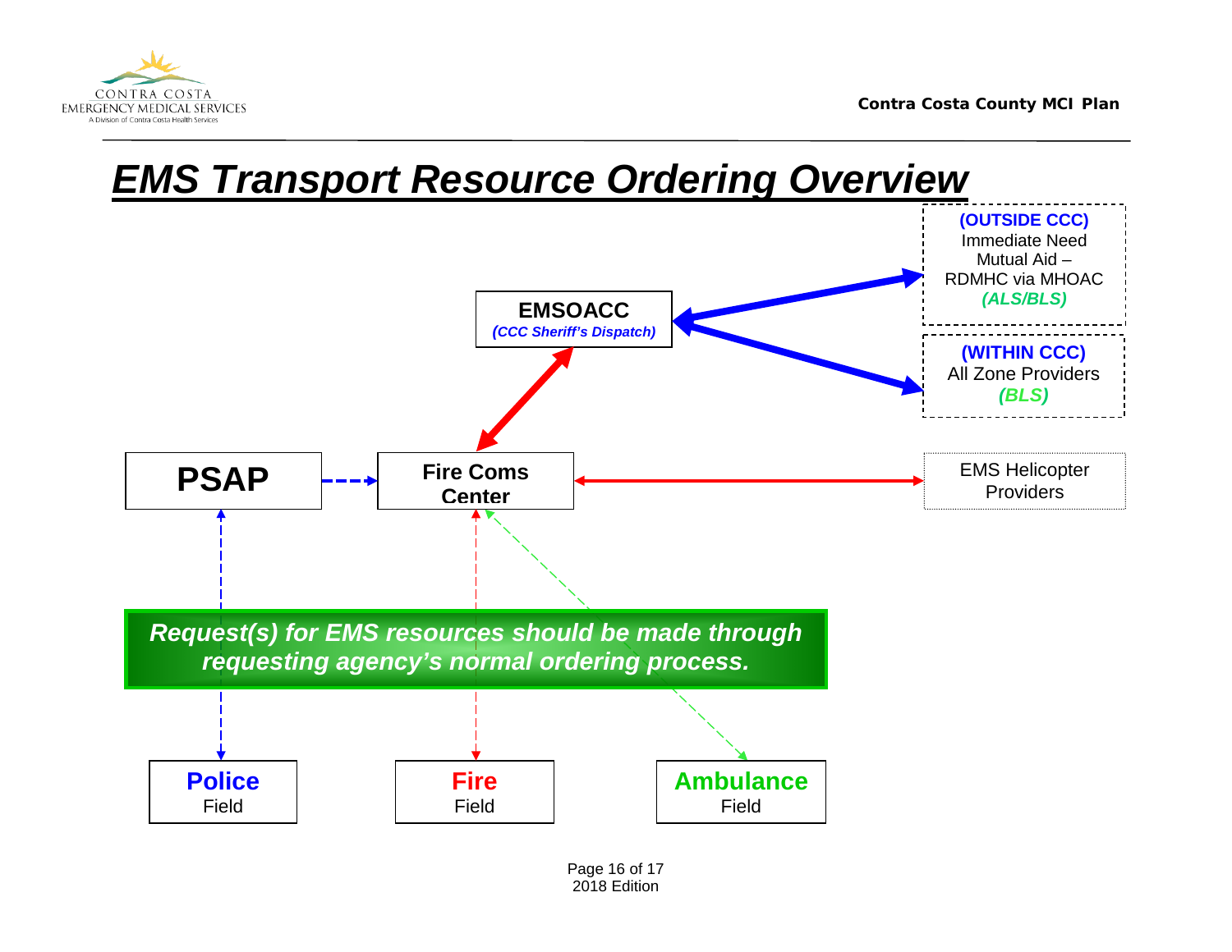# EMS Transport Resource Ordering Overview

**EMSOACC**
***(CCC Sheriff's Dispatch)***

**(OUTSIDE CCC)**
Immediate Need Mutual Aid – RDMHC via MHOAC
***(ALS/BLS)***

**(WITHIN CCC)**
All Zone Providers
***(BLS)***

**PSAP**

**Fire Coms Center**

EMS Helicopter Providers

***Request(s) for EMS resources should be made through requesting agency's normal ordering process.***

**Police**
Field

**Fire**
Field

**Ambulance**
Field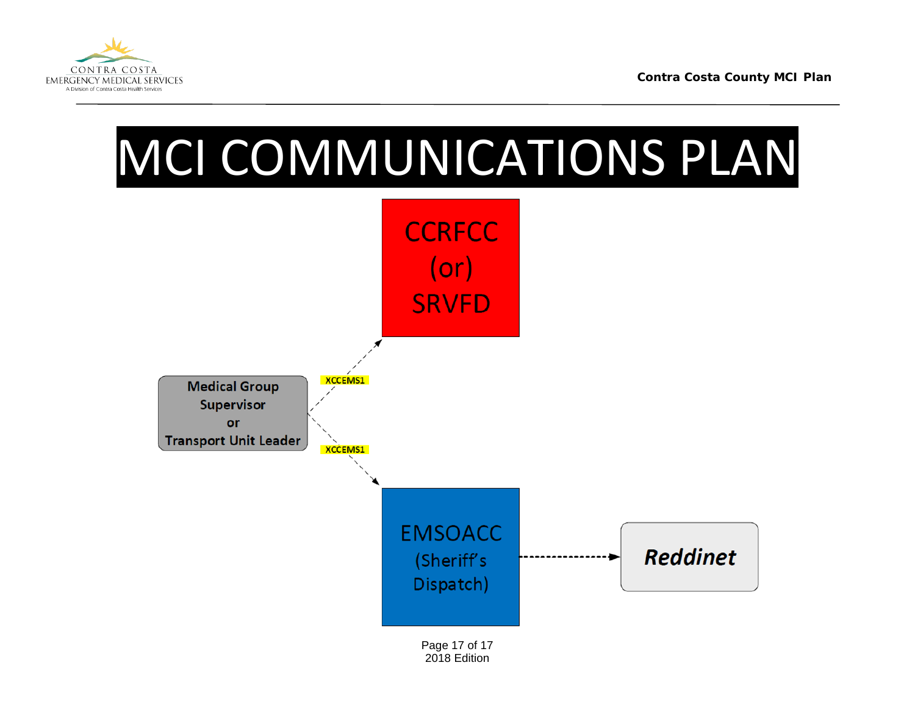# MCI COMMUNICATIONS PLAN

CCRFCC
(or)
SRVFD

XCCEMS1

Medical Group Supervisor
or
Transport Unit Leader

XCCEMS1

EMSOACC
(Sheriff's
Dispatch)

***Reddinet***